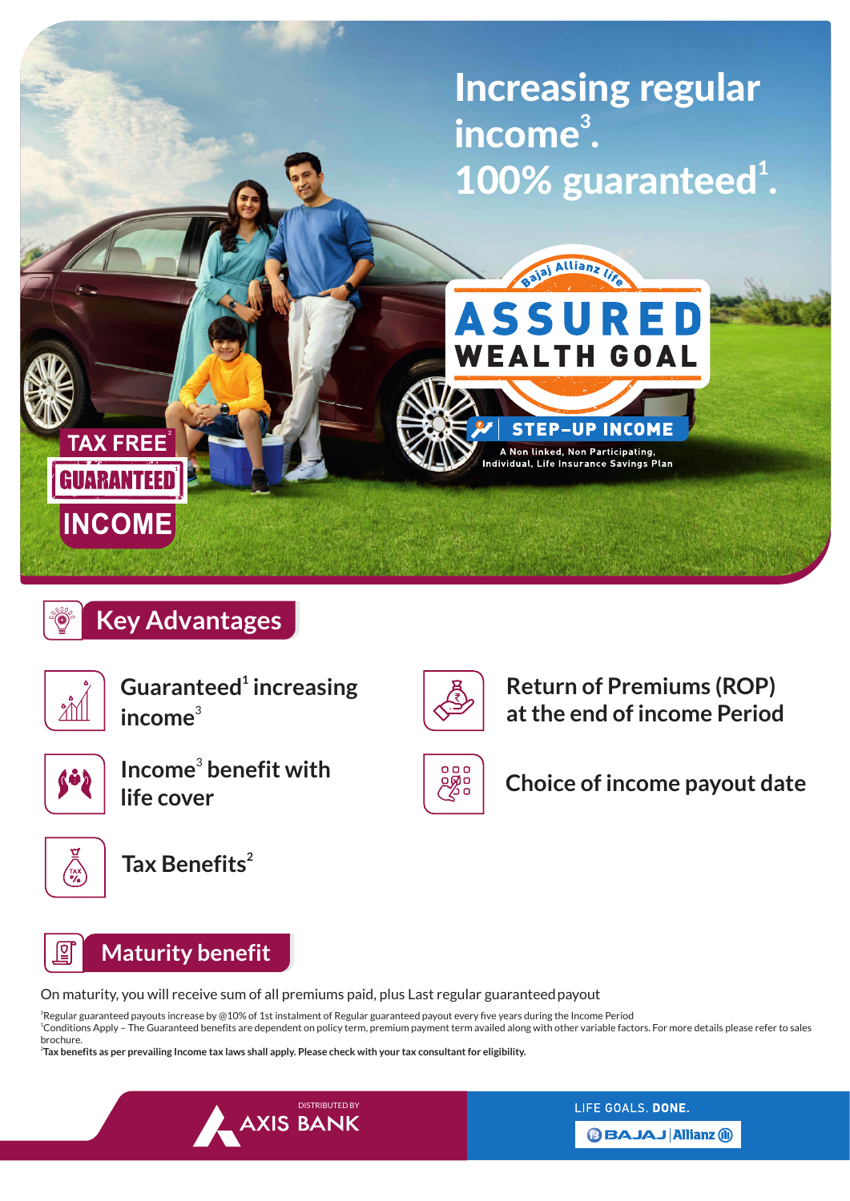# Increasing regular income[3]. 100% guaranteed[1].

Bajaj Allianz Life

**ASSURED WEALTH GOAL**

**STEP-UP INCOME**

A Non linked, Non Participating, Individual, Life Insurance Savings Plan

TAX FREE[2] GUARANTEED[1] INCOME

## Key Advantages

- Guaranteed[1] increasing income[3]
- Return of Premiums (ROP) at the end of income Period
- Income[3] benefit with life cover
- Choice of income payout date
- Tax Benefits[2]

## Maturity benefit

On maturity, you will receive sum of all premiums paid, plus Last regular guaranteed payout

[3]Regular guaranteed payouts increase by @10% of 1st instalment of Regular guaranteed payout every five years during the Income Period

[1]Conditions Apply – The Guaranteed benefits are dependent on policy term, premium payment term availed along with other variable factors. For more details please refer to sales brochure.

**[2]Tax benefits as per prevailing Income tax laws shall apply. Please check with your tax consultant for eligibility.**

DISTRIBUTED BY AXIS BANK

LIFE GOALS. **DONE.**

BAJAJ | Allianz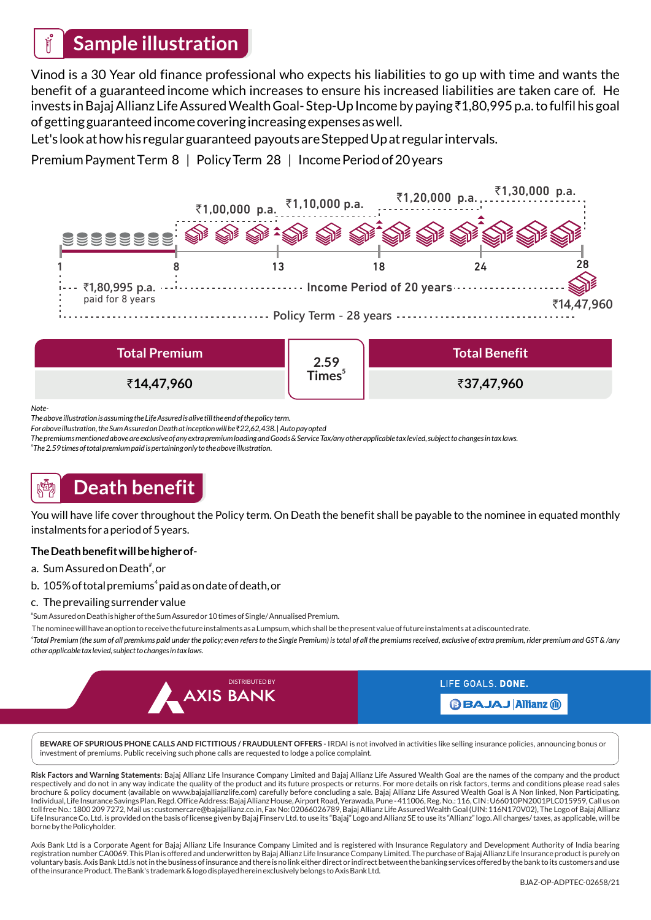## Sample illustration

Vinod is a 30 Year old finance professional who expects his liabilities to go up with time and wants the benefit of a guaranteed income which increases to ensure his increased liabilities are taken care of. He invests in Bajaj Allianz Life Assured Wealth Goal- Step-Up Income by paying ₹1,80,995 p.a. to fulfil his goal of getting guaranteed income covering increasing expenses as well.

Let's look at how his regular guaranteed payouts are Stepped Up at regular intervals.

Premium Payment Term 8 | Policy Term 28 | Income Period of 20 years

₹1,00,000 p.a.
₹1,10,000 p.a.
₹1,20,000 p.a.
₹1,30,000 p.a.
1
8
13
18
24
28
₹1,80,995 p.a.
paid for 8 years
Income Period of 20 years
₹14,47,960
Policy Term - 28 years

| Total Premium | | Total Benefit |
|---|---|---|
| ₹14,47,960 | 2.59 Times[5] | ₹37,47,960 |

*Note-*

*The above illustration is assuming the Life Assured is alive till the end of the policy term.*

*For above illustration, the Sum Assured on Death at inception will be ₹22,62,438. | Auto pay opted*

*The premiums mentioned above are exclusive of any extra premium loading and Goods & Service Tax/any other applicable tax levied, subject to changes in tax laws.*

*[5]The 2.59 times of total premium paid is pertaining only to the above illustration.*

## Death benefit

You will have life cover throughout the Policy term. On Death the benefit shall be payable to the nominee in equated monthly instalments for a period of 5 years.

**The Death benefit will be higher of-**

a. Sum Assured on Death[#], or

b. 105% of total premiums[4] paid as on date of death, or

c. The prevailing surrender value

[#]Sum Assured on Death is higher of the Sum Assured or 10 times of Single/ Annualised Premium.

The nominee will have an option to receive the future instalments as a Lumpsum, which shall be the present value of future instalments at a discounted rate.

*[4]Total Premium (the sum of all premiums paid under the policy; even refers to the Single Premium) is total of all the premiums received, exclusive of extra premium, rider premium and GST & /any other applicable tax levied, subject to changes in tax laws.*

DISTRIBUTED BY AXIS BANK

LIFE GOALS. **DONE.** BAJAJ Allianz

**BEWARE OF SPURIOUS PHONE CALLS AND FICTITIOUS / FRAUDULENT OFFERS** - IRDAI is not involved in activities like selling insurance policies, announcing bonus or investment of premiums. Public receiving such phone calls are requested to lodge a police complaint.

**Risk Factors and Warning Statements:** Bajaj Allianz Life Insurance Company Limited and Bajaj Allianz Life Assured Wealth Goal are the names of the company and the product respectively and do not in any way indicate the quality of the product and its future prospects or returns. For more details on risk factors, terms and conditions please read sales brochure & policy document (available on www.bajajallianzlife.com) carefully before concluding a sale. Bajaj Allianz Life Assured Wealth Goal is A Non linked, Non Participating, Individual, Life Insurance Savings Plan. Regd. Office Address: Bajaj Allianz House, Airport Road, Yerawada, Pune - 411006, Reg. No.: 116, CIN : U66010PN2001PLC015959, Call us on toll free No.: 1800 209 7272, Mail us : customercare@bajajallianz.co.in, Fax No: 02066026789, Bajaj Allianz Life Assured Wealth Goal (UIN: 116N170V02), The Logo of Bajaj Allianz Life Insurance Co. Ltd. is provided on the basis of license given by Bajaj Finserv Ltd. to use its "Bajaj" Logo and Allianz SE to use its "Allianz" logo. All charges/ taxes, as applicable, will be borne by the Policyholder.

Axis Bank Ltd is a Corporate Agent for Bajaj Allianz Life Insurance Company Limited and is registered with Insurance Regulatory and Development Authority of India bearing registration number CA0069. This Plan is offered and underwritten by Bajaj Allianz Life Insurance Company Limited. The purchase of Bajaj Allianz Life Insurance product is purely on voluntary basis. Axis Bank Ltd. is not in the business of insurance and there is no link either direct or indirect between the banking services offered by the bank to its customers and use of the insurance Product. The Bank's trademark & logo displayed herein exclusively belongs to Axis Bank Ltd.

BJAZ-OP-ADPTEC-02658/21